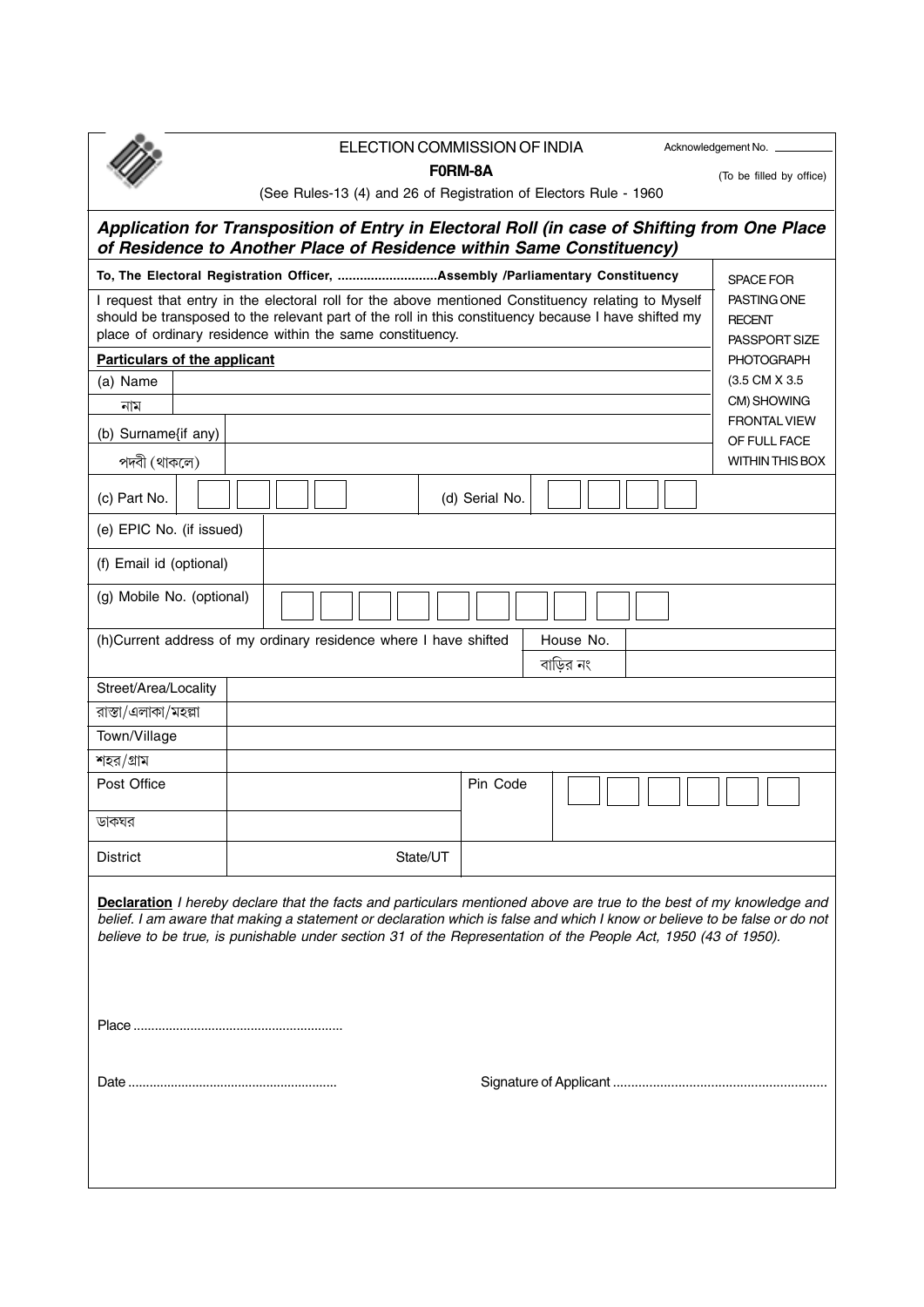ELECTION COMMISSION OF INDIA

Acknowledgement No. ________

(To be filled by office)

**F0RM-8A**

(See Rules-13 (4) and 26 of Registration of Electors Rule - 1960

## *Application for Transposition of Entry in Electoral Roll (in case of Shifting from One Place of Residence to Another Place of Residence within Same Constituency)*

**To, The Electoral Registration Officer, ...........................Assembly /Parliamentary Constituency**

I request that entry in the electoral roll for the above mentioned Constituency relating to Myself should be transposed to the relevant part of the roll in this constituency because I have shifted my place of ordinary residence within the same constituency.

SPACE FOR PASTING ONE RECENT PASSPORT SIZE PHOTOGRAPH (3.5 CM X 3.5 CM) SHOWING FRONTAL VIEW OF FULL FACE WITHIN THIS BOX

**Particulars of the applicant**

| | |
|---|---|
| (a) Name | |
| নাম | |
| (b) Surname(if any) | |
| পদবী (থাকলে) | |
| (c) Part No. | (d) Serial No. |
| (e) EPIC No. (if issued) | |
| (f) Email id (optional) | |
| (g) Mobile No. (optional) | |

| | | | |
|---|---|---|---|
| (h)Current address of my ordinary residence where I have shifted | | House No. | |
| | | বাড়ির নং | |
| Street/Area/Locality | | | |
| রাস্তা/এলাকা/মহল্লা | | | |
| Town/Village | | | |
| শহর/গ্রাম | | | |
| Post Office | | Pin Code | |
| ডাকঘর | | | |
| District | State/UT | | |

**Declaration** *I hereby declare that the facts and particulars mentioned above are true to the best of my knowledge and belief. I am aware that making a statement or declaration which is false and which I know or believe to be false or do not believe to be true, is punishable under section 31 of the Representation of the People Act, 1950 (43 of 1950).*

Place ..........................................................

Date ..........................................................

Signature of Applicant ..........................................................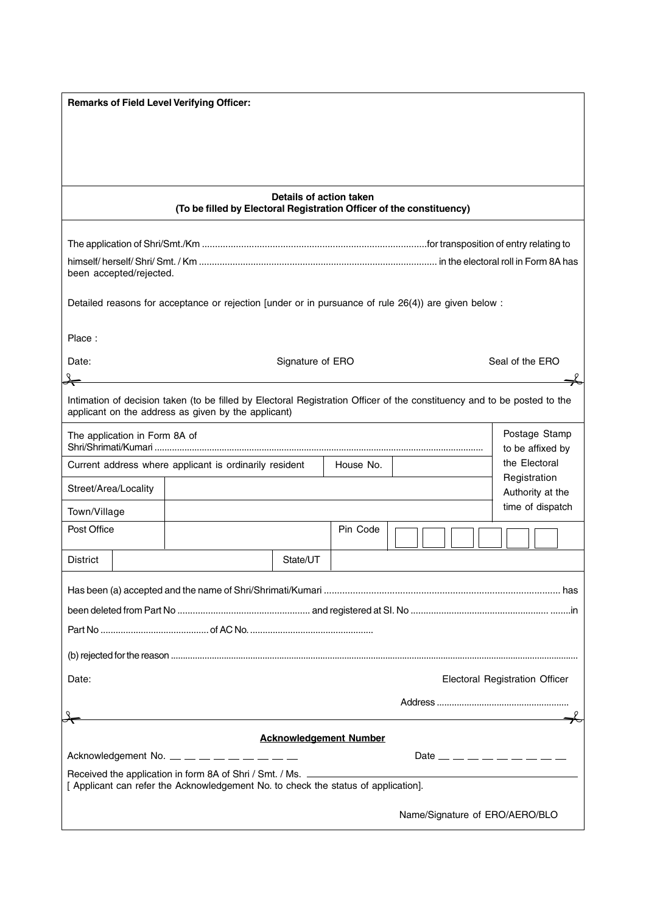**Remarks of Field Level Verifying Officer:**

**Details of action taken**
**(To be filled by Electoral Registration Officer of the constituency)**

The application of Shri/Smt./Km ..................................................................................for transposition of entry relating to himself/ herself/ Shri/ Smt. / Km .......................................................................................... in the electoral roll in Form 8A has been accepted/rejected.

Detailed reasons for acceptance or rejection [under or in pursuance of rule 26(4)) are given below :

Place :

Date: Signature of ERO Seal of the ERO

---

Intimation of decision taken (to be filled by Electoral Registration Officer of the constituency and to be posted to the applicant on the address as given by the applicant)

| | | | | | |
|---|---|---|---|---|---|
| The application in Form 8A of Shri/Shrimati/Kumari .......................................... | | | | | Postage Stamp to be affixed by the Electoral Registration Authority at the time of dispatch |
| Current address where applicant is ordinarily resident | | | House No. | | |
| Street/Area/Locality | | | | | |
| Town/Village | | | | | |
| Post Office | | | Pin Code | | |
| District | | State/UT | | | |

Has been (a) accepted and the name of Shri/Shrimati/Kumari ........................................................................................ has been deleted from Part No ................................................... and registered at Sl. No ..................................................... ........in Part No .......................................... of AC No. ................................................

(b) rejected for the reason ..................................................................................................................................................................

Date: Electoral Registration Officer

Address ....................................................

---

**Acknowledgement Number**

Acknowledgement No. __ __ __ __ __ __ __ __ __ Date __ __ __ __ __ __ __ __ __

Received the application in form 8A of Shri / Smt. / Ms. ______________________________________________

[ Applicant can refer the Acknowledgement No. to check the status of application].

Name/Signature of ERO/AERO/BLO